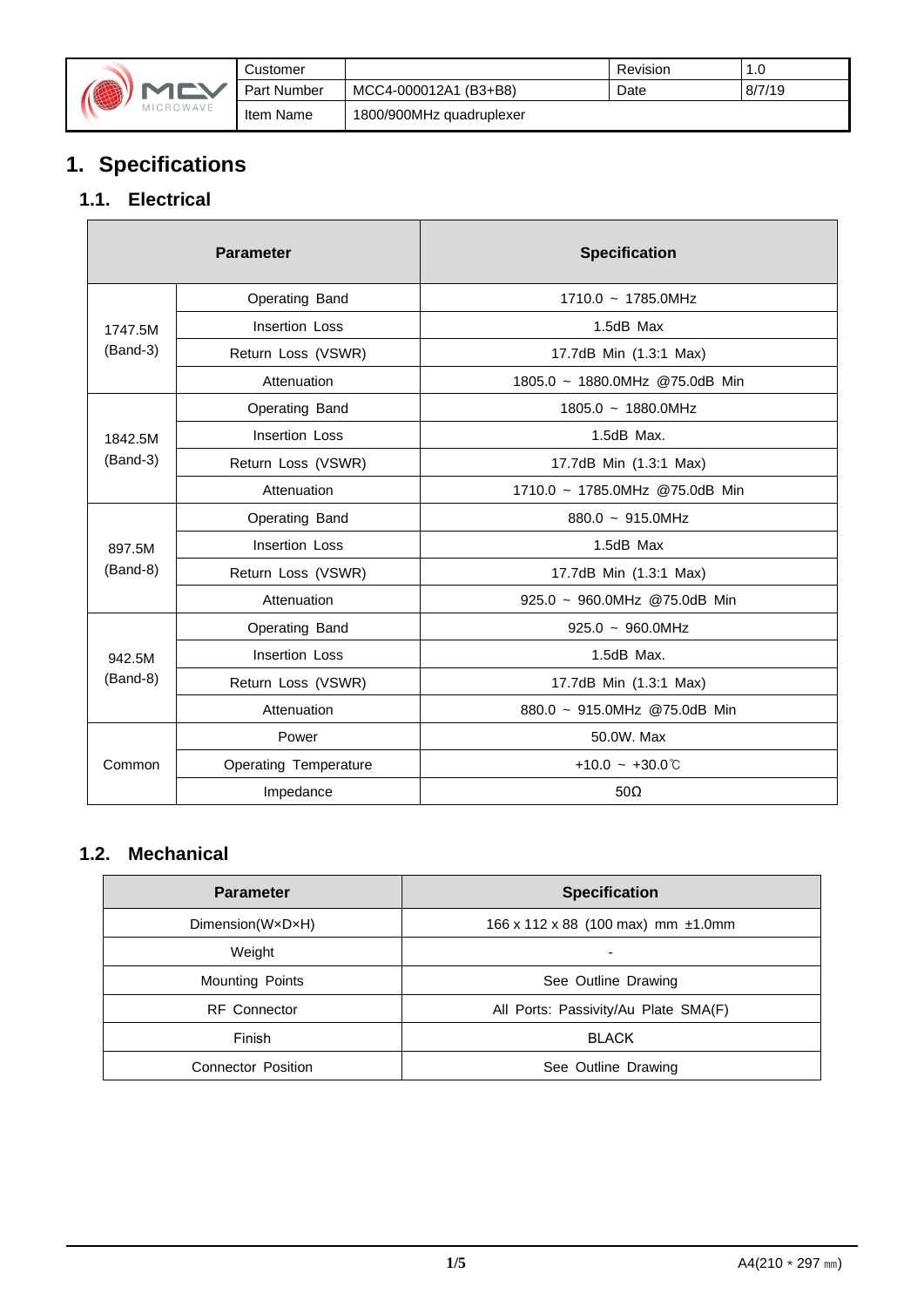| MCV MICROWAVE | Customer | | Revision | 1.0 |
|---|---|---|---|---|
| | Part Number | MCC4-000012A1 (B3+B8) | Date | 8/7/19 |
| | Item Name | 1800/900MHz quadruplexer | | |

# 1. Specifications

## 1.1. Electrical

| Parameter | | Specification |
|---|---|---|
| 1747.5M (Band-3) | Operating Band | 1710.0 ~ 1785.0MHz |
| | Insertion Loss | 1.5dB Max |
| | Return Loss (VSWR) | 17.7dB Min (1.3:1 Max) |
| | Attenuation | 1805.0 ~ 1880.0MHz @75.0dB Min |
| 1842.5M (Band-3) | Operating Band | 1805.0 ~ 1880.0MHz |
| | Insertion Loss | 1.5dB Max. |
| | Return Loss (VSWR) | 17.7dB Min (1.3:1 Max) |
| | Attenuation | 1710.0 ~ 1785.0MHz @75.0dB Min |
| 897.5M (Band-8) | Operating Band | 880.0 ~ 915.0MHz |
| | Insertion Loss | 1.5dB Max |
| | Return Loss (VSWR) | 17.7dB Min (1.3:1 Max) |
| | Attenuation | 925.0 ~ 960.0MHz @75.0dB Min |
| 942.5M (Band-8) | Operating Band | 925.0 ~ 960.0MHz |
| | Insertion Loss | 1.5dB Max. |
| | Return Loss (VSWR) | 17.7dB Min (1.3:1 Max) |
| | Attenuation | 880.0 ~ 915.0MHz @75.0dB Min |
| Common | Power | 50.0W. Max |
| | Operating Temperature | +10.0 ~ +30.0℃ |
| | Impedance | 50Ω |

## 1.2. Mechanical

| Parameter | Specification |
|---|---|
| Dimension(W×D×H) | 166 x 112 x 88 (100 max) mm ±1.0mm |
| Weight | - |
| Mounting Points | See Outline Drawing |
| RF Connector | All Ports: Passivity/Au Plate SMA(F) |
| Finish | BLACK |
| Connector Position | See Outline Drawing |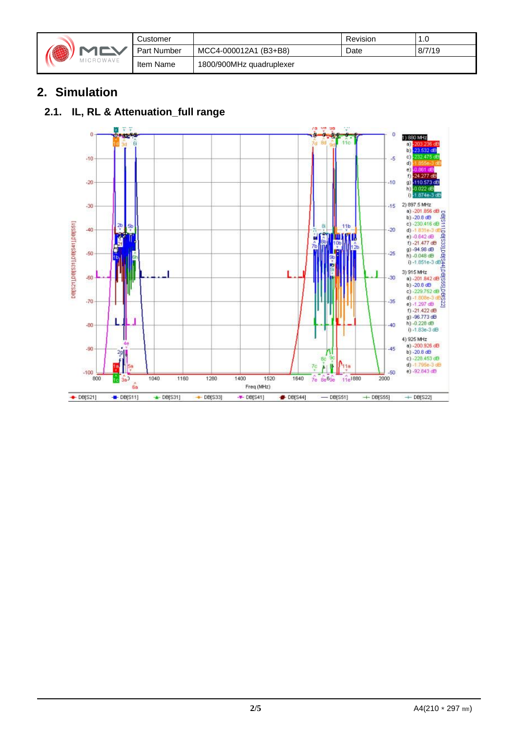| Customer | | Revision | 1.0 |
|---|---|---|---|
| Part Number | MCC4-000012A1 (B3+B8) | Date | 8/7/19 |
| Item Name | 1800/900MHz quadruplexer | | |

## 2. Simulation

### 2.1. IL, RL & Attenuation_full range

1) 880 MHz
a) -203.236 dB
b) -23.532 dB
c) -232.475 dB
d) -1.856e-3 dB
e) -0.861 dB
f) -24.277 dB
g) -110.573 dB
h) -0.022 dB
i) -1.874e-3 dB

2) 897.5 MHz
a) -201.856 dB
b) -20.8 dB
c) -230.416 dB
d) -1.831e-3 dB
e) -0.642 dB
f) -21.477 dB
g) -94.98 dB
h) -0.048 dB
i) -1.851e-3 dB

3) 915 MHz
a) -201.842 dB
b) -20.8 dB
c) -229.752 dB
d) -1.808e-3 dB
e) -1.297 dB
f) -21.422 dB
g) -96.773 dB
h) -0.228 dB
i) -1.83e-3 dB

4) 925 MHz
a) -200.926 dB
b) -20.8 dB
c) -228.453 dB
d) -1.795e-3 dB
e) -92.843 dB

Freq (MHz)

DB[S21] DB[S11] DB[S31] DB[S33] DB[S41] DB[S44] DB[S51] DB[S55] DB[S22]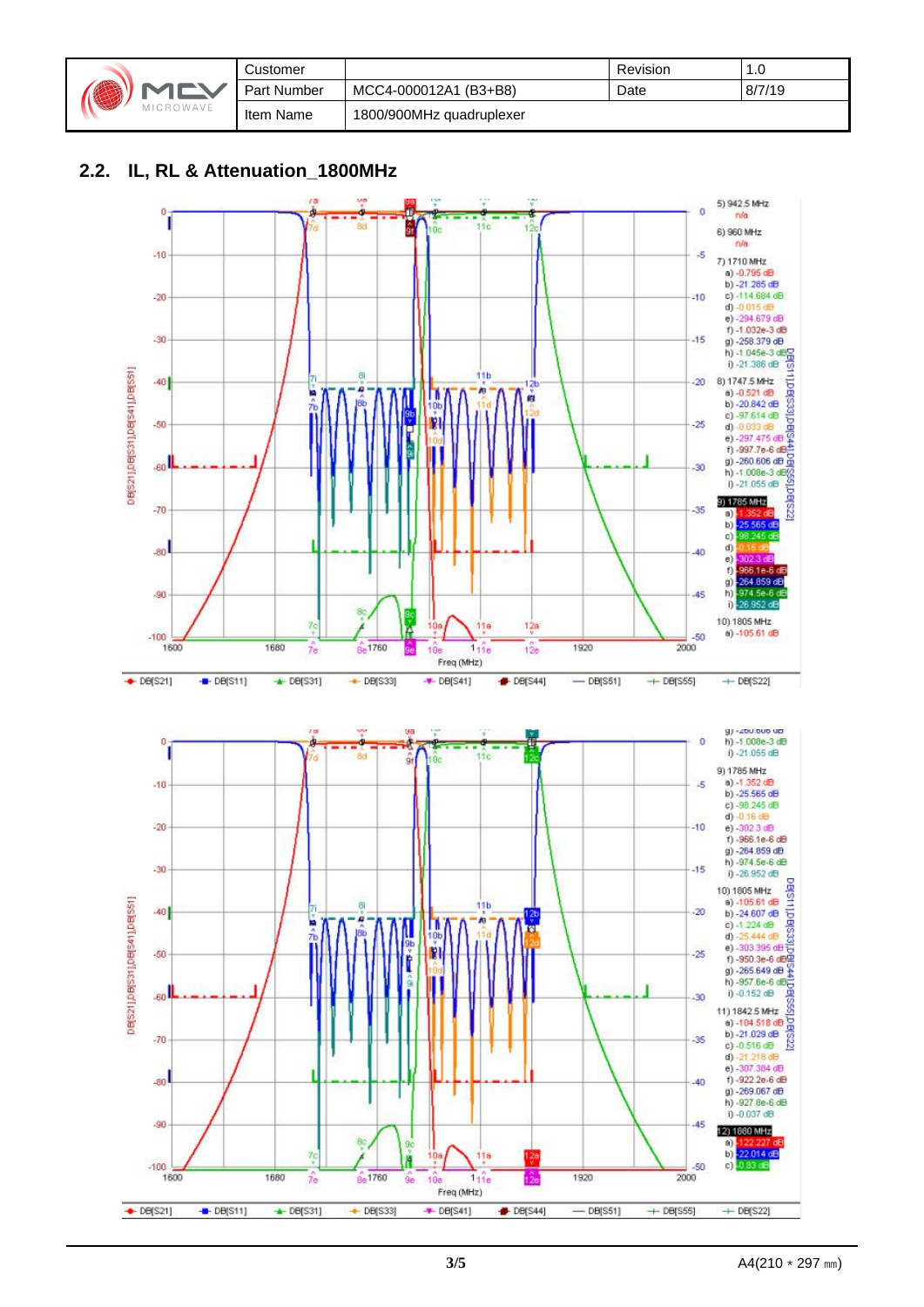| | Customer | | Revision | 1.0 |
|---|---|---|---|---|
| | Part Number | MCC4-000012A1 (B3+B8) | Date | 8/7/19 |
| | Item Name | 1800/900MHz quadruplexer | | |

## 2.2. IL, RL & Attenuation_1800MHz

5) 942.5 MHz
n/a

6) 960 MHz
n/a

7) 1710 MHz
a) -0.795 dB
b) -21.285 dB
c) -114.684 dB
d) -0.015 dB
e) -294.679 dB
f) -1.032e-3 dB
g) -258.379 dB
h) -1.045e-3 dB
i) -21.386 dB

8) 1747.5 MHz
a) -0.521 dB
b) -20.842 dB
c) -97.614 dB
d) -0.033 dB
e) -297.475 dB
f) -997.7e-6 dB
g) -260.606 dB
h) -1.008e-3 dB
i) -21.055 dB

9) 1785 MHz
a) -1.352 dB
b) -25.565 dB
c) -98.245 dB
d) -0.16 dB
e) -302.3 dB
f) -966.1e-6 dB
g) -264.859 dB
h) -974.5e-6 dB
i) -26.952 dB

10) 1805 MHz
a) -105.61 dB

DB[S21] DB[S11] DB[S31] DB[S33] DB[S41] DB[S44] DB[S51] DB[S55] DB[S22]

Freq (MHz)

g) -260.606 dB
h) -1.008e-3 dB
i) -21.055 dB

9) 1785 MHz
a) -1.352 dB
b) -25.565 dB
c) -98.245 dB
d) -0.16 dB
e) -302.3 dB
f) -966.1e-6 dB
g) -264.859 dB
h) -974.5e-6 dB
i) -26.952 dB

10) 1805 MHz
a) -105.61 dB
b) -24.607 dB
c) -1.224 dB
d) -25.444 dB
e) -303.395 dB
f) -950.3e-6 dB
g) -265.649 dB
h) -957.6e-6 dB
i) -0.152 dB

11) 1842.5 MHz
a) -104.518 dB
b) -21.029 dB
c) -0.516 dB
d) -21.218 dB
e) -307.384 dB
f) -922.2e-6 dB
g) -269.067 dB
h) -927.8e-6 dB
i) -0.037 dB

12) 1880 MHz
a) -122.227 dB
b) -22.014 dB
c) -0.83 dB

DB[S21] DB[S11] DB[S31] DB[S33] DB[S41] DB[S44] DB[S51] DB[S55] DB[S22]

Freq (MHz)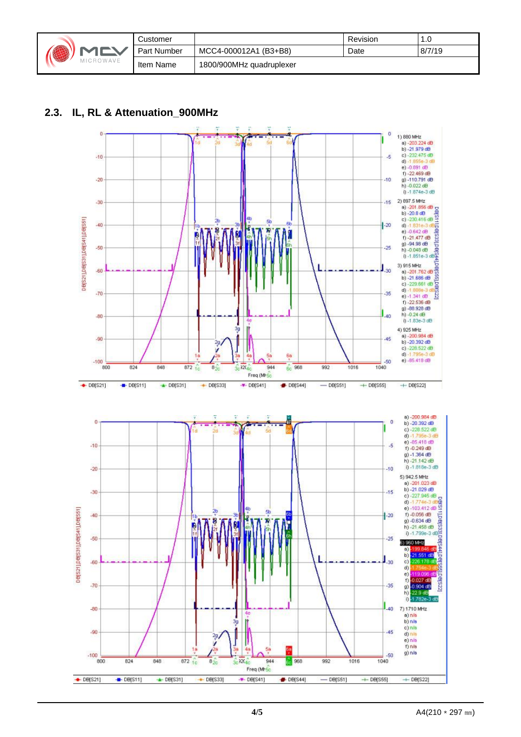| | Customer | | Revision | 1.0 |
|---|---|---|---|---|
| MCV MICROWAVE | Part Number | MCC4-000012A1 (B3+B8) | Date | 8/7/19 |
| | Item Name | 1800/900MHz quadruplexer | | |

## 2.3. IL, RL & Attenuation_900MHz

1) 880 MHz
a) -203.224 dB
b) -21.979 dB
c) -232.475 dB
d) -1.855e-3 dB
e) -0.891 dB
f) -22.469 dB
g) -110.791 dB
h) -0.022 dB
i) -1.874e-3 dB

2) 897.5 MHz
a) -201.856 dB
b) -20.8 dB
c) -230.416 dB
d) -1.831e-3 dB
e) -0.642 dB
f) -21.477 dB
g) -94.98 dB
h) -0.048 dB
i) -1.851e-3 dB

3) 915 MHz
a) -201.762 dB
b) -21.686 dB
c) -229.661 dB
d) -1.808e-3 dB
e) -1.341 dB
f) -22.536 dB
g) -88.928 dB
h) -0.24 dB
i) -1.83e-3 dB

4) 925 MHz
a) -200.984 dB
b) -20.392 dB
c) -228.522 dB
d) -1.795e-3 dB
e) -85.418 dB

DB[S21] DB[S11] DB[S31] DB[S33] DB[S41] DB[S44] DB[S51] DB[S55] DB[S22]

Freq (MHz)

a) -200.984 dB
b) -20.392 dB
c) -228.522 dB
d) -1.795e-3 dB
e) -85.418 dB
f) -0.249 dB
g) -1.364 dB
h) -21.142 dB
i) -1.818e-3 dB

5) 942.5 MHz
a) -201.023 dB
b) -21.029 dB
c) -227.945 dB
d) -1.774e-3 dB
e) -103.412 dB
f) -0.056 dB
g) -0.634 dB
h) -21.458 dB
i) -1.799e-3 dB

6) 960 MHz
a) -199.846 dB
b) -21.551 dB
c) -226.178 dB
d) -1.754e-3 dB
e) -119.096 dB
f) -0.027 dB
g) -0.904 dB
h) -22.9 dB
i) -1.782e-3 dB

7) 1710 MHz
a) n/a
b) n/a
c) n/a
d) n/a
e) n/a
f) n/a
g) n/a

DB[S21] DB[S11] DB[S31] DB[S33] DB[S41] DB[S44] DB[S51] DB[S55] DB[S22]

Freq (MHz)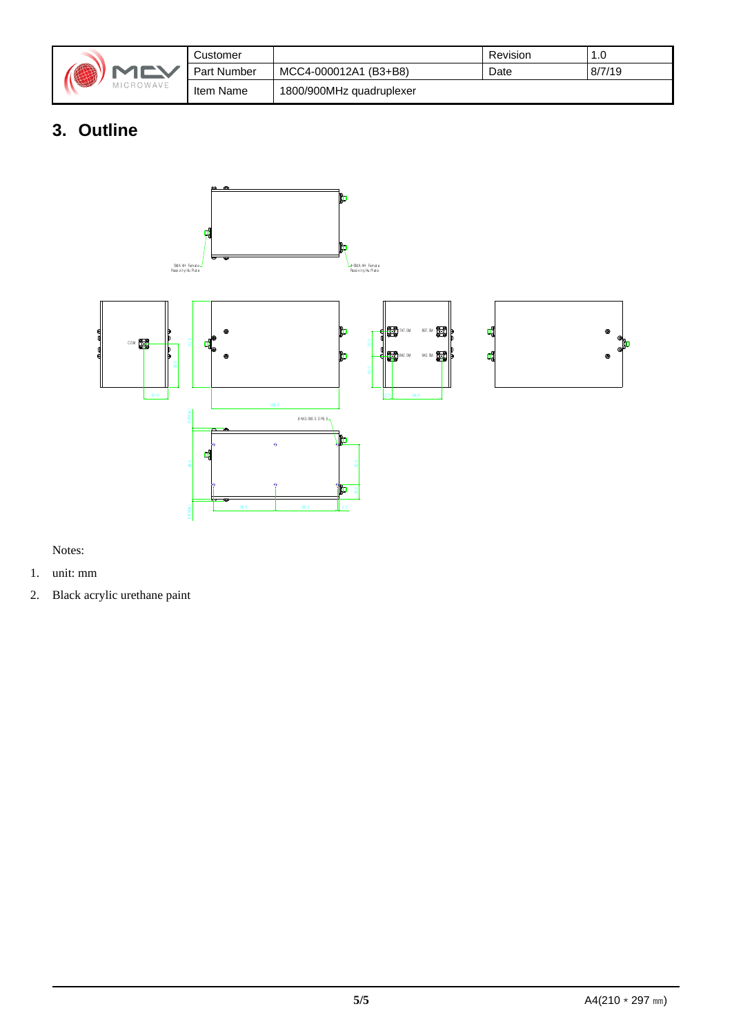| | | | | |
|---|---|---|---|---|
| MCV MICROWAVE | Customer | | Revision | 1.0 |
| | Part Number | MCC4-000012A1 (B3+B8) | Date | 8/7/19 |
| | Item Name | 1800/900MHz quadruplexer | | |

## 3. Outline

SMA-4H Female
Passivity/Au Plate

4-SMA-4H Female
Passivity/Au Plate

COM

1747.5M
897.5M
1842.5M
942.5M

6-M3.0X0.5 DP6.0

Notes:

1. unit: mm
2. Black acrylic urethane paint